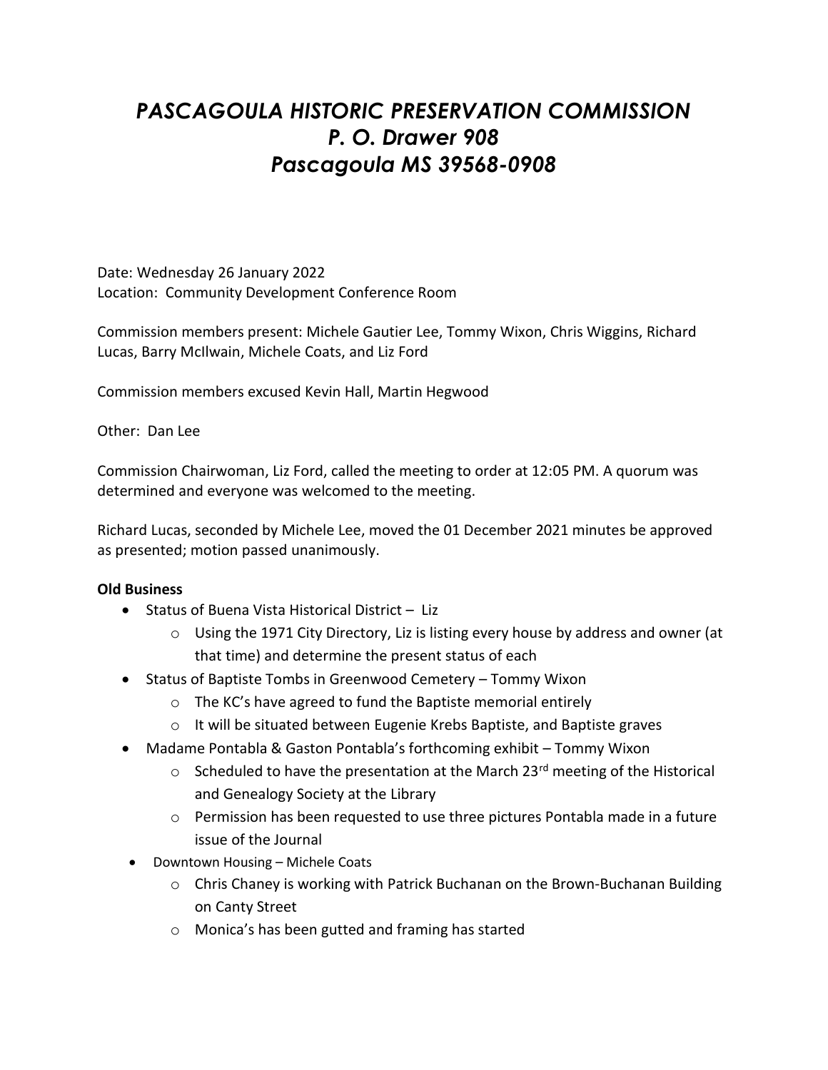# *PASCAGOULA HISTORIC PRESERVATION COMMISSION*
# *P. O. Drawer 908*
# *Pascagoula MS 39568-0908*

Date: Wednesday 26 January 2022
Location: Community Development Conference Room

Commission members present: Michele Gautier Lee, Tommy Wixon, Chris Wiggins, Richard Lucas, Barry McIlwain, Michele Coats, and Liz Ford

Commission members excused Kevin Hall, Martin Hegwood

Other: Dan Lee

Commission Chairwoman, Liz Ford, called the meeting to order at 12:05 PM. A quorum was determined and everyone was welcomed to the meeting.

Richard Lucas, seconded by Michele Lee, moved the 01 December 2021 minutes be approved as presented; motion passed unanimously.

**Old Business**

- Status of Buena Vista Historical District – Liz
    - Using the 1971 City Directory, Liz is listing every house by address and owner (at that time) and determine the present status of each
- Status of Baptiste Tombs in Greenwood Cemetery – Tommy Wixon
    - The KC's have agreed to fund the Baptiste memorial entirely
    - It will be situated between Eugenie Krebs Baptiste, and Baptiste graves
- Madame Pontabla & Gaston Pontabla's forthcoming exhibit – Tommy Wixon
    - Scheduled to have the presentation at the March 23rd meeting of the Historical and Genealogy Society at the Library
    - Permission has been requested to use three pictures Pontabla made in a future issue of the Journal
- Downtown Housing – Michele Coats
    - Chris Chaney is working with Patrick Buchanan on the Brown-Buchanan Building on Canty Street
    - Monica's has been gutted and framing has started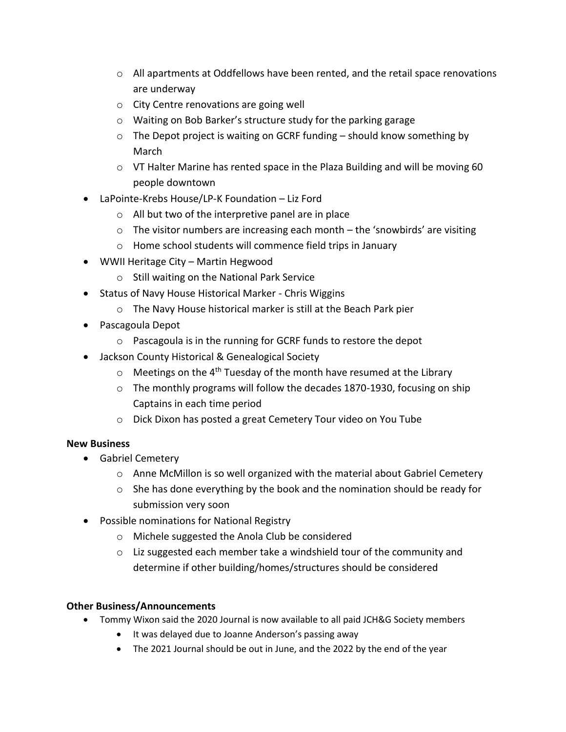- All apartments at Oddfellows have been rented, and the retail space renovations are underway
    - City Centre renovations are going well
    - Waiting on Bob Barker's structure study for the parking garage
    - The Depot project is waiting on GCRF funding – should know something by March
    - VT Halter Marine has rented space in the Plaza Building and will be moving 60 people downtown
- LaPointe-Krebs House/LP-K Foundation – Liz Ford
    - All but two of the interpretive panel are in place
    - The visitor numbers are increasing each month – the 'snowbirds' are visiting
    - Home school students will commence field trips in January
- WWII Heritage City – Martin Hegwood
    - Still waiting on the National Park Service
- Status of Navy House Historical Marker - Chris Wiggins
    - The Navy House historical marker is still at the Beach Park pier
- Pascagoula Depot
    - Pascagoula is in the running for GCRF funds to restore the depot
- Jackson County Historical & Genealogical Society
    - Meetings on the 4th Tuesday of the month have resumed at the Library
    - The monthly programs will follow the decades 1870-1930, focusing on ship Captains in each time period
    - Dick Dixon has posted a great Cemetery Tour video on You Tube

**New Business**

- Gabriel Cemetery
    - Anne McMillon is so well organized with the material about Gabriel Cemetery
    - She has done everything by the book and the nomination should be ready for submission very soon
- Possible nominations for National Registry
    - Michele suggested the Anola Club be considered
    - Liz suggested each member take a windshield tour of the community and determine if other building/homes/structures should be considered

**Other Business/Announcements**

- Tommy Wixon said the 2020 Journal is now available to all paid JCH&G Society members
    - It was delayed due to Joanne Anderson's passing away
    - The 2021 Journal should be out in June, and the 2022 by the end of the year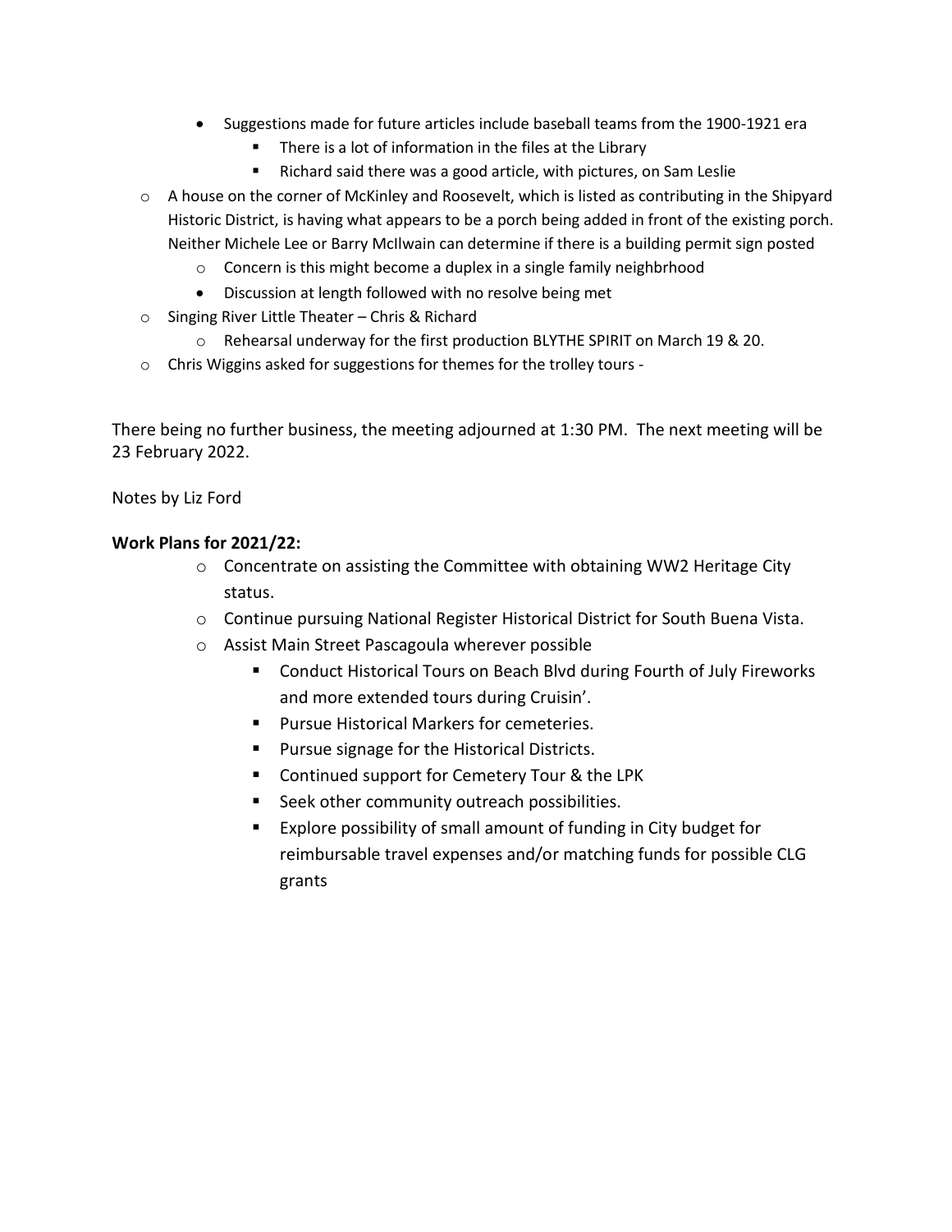- Suggestions made for future articles include baseball teams from the 1900-1921 era
  - There is a lot of information in the files at the Library
  - Richard said there was a good article, with pictures, on Sam Leslie
- A house on the corner of McKinley and Roosevelt, which is listed as contributing in the Shipyard Historic District, is having what appears to be a porch being added in front of the existing porch. Neither Michele Lee or Barry McIlwain can determine if there is a building permit sign posted
  - Concern is this might become a duplex in a single family neighbrhood
  - Discussion at length followed with no resolve being met
- Singing River Little Theater – Chris & Richard
  - Rehearsal underway for the first production BLYTHE SPIRIT on March 19 & 20.
- Chris Wiggins asked for suggestions for themes for the trolley tours -

There being no further business, the meeting adjourned at 1:30 PM. The next meeting will be 23 February 2022.

Notes by Liz Ford

**Work Plans for 2021/22:**

- Concentrate on assisting the Committee with obtaining WW2 Heritage City status.
- Continue pursuing National Register Historical District for South Buena Vista.
- Assist Main Street Pascagoula wherever possible
  - Conduct Historical Tours on Beach Blvd during Fourth of July Fireworks and more extended tours during Cruisin'.
  - Pursue Historical Markers for cemeteries.
  - Pursue signage for the Historical Districts.
  - Continued support for Cemetery Tour & the LPK
  - Seek other community outreach possibilities.
  - Explore possibility of small amount of funding in City budget for reimbursable travel expenses and/or matching funds for possible CLG grants